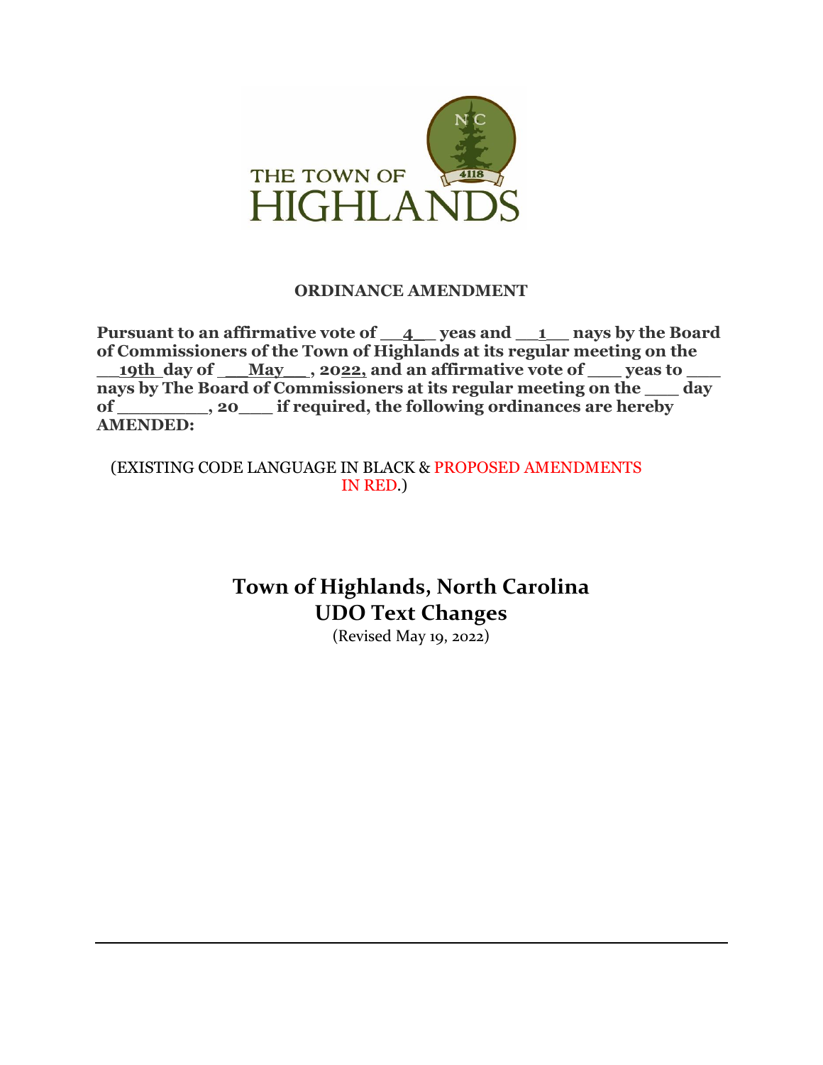THE TOWN OF HIGHLANDS

**ORDINANCE AMENDMENT**

**Pursuant to an affirmative vote of __4__ yeas and __1__ nays by the Board of Commissioners of the Town of Highlands at its regular meeting on the __19th day of __May__, 2022, and an affirmative vote of ___ yeas to ___ nays by The Board of Commissioners at its regular meeting on the ___ day of ________, 20___ if required, the following ordinances are hereby AMENDED:**

(EXISTING CODE LANGUAGE IN BLACK & PROPOSED AMENDMENTS IN RED.)

# Town of Highlands, North Carolina
# UDO Text Changes

(Revised May 19, 2022)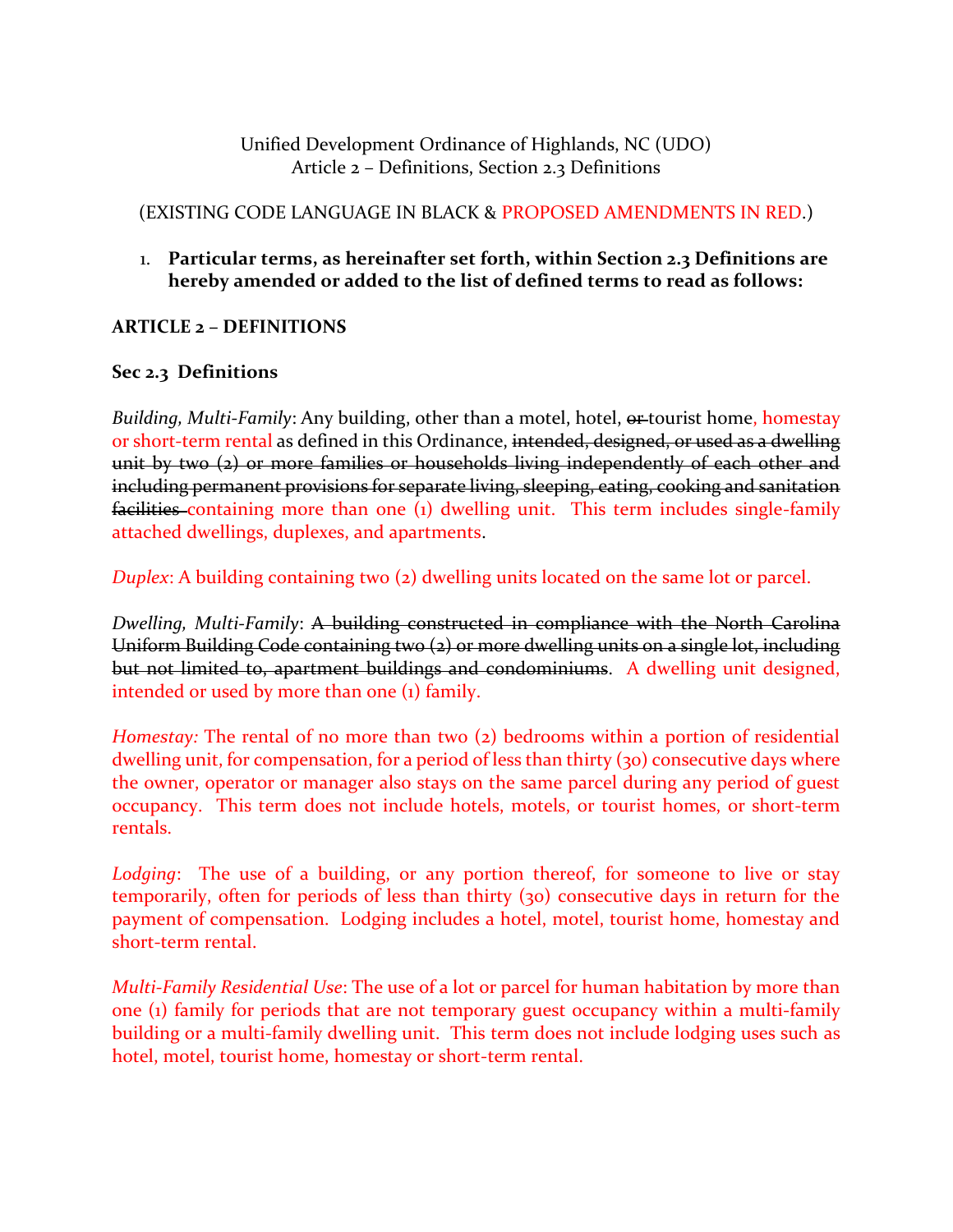Unified Development Ordinance of Highlands, NC (UDO)
Article 2 – Definitions, Section 2.3 Definitions

(EXISTING CODE LANGUAGE IN BLACK & PROPOSED AMENDMENTS IN RED.)

1. **Particular terms, as hereinafter set forth, within Section 2.3 Definitions are hereby amended or added to the list of defined terms to read as follows:**

**ARTICLE 2 – DEFINITIONS**

**Sec 2.3 Definitions**

*Building, Multi-Family*: Any building, other than a motel, hotel, ~~or~~ tourist home, homestay or short-term rental as defined in this Ordinance, ~~intended, designed, or used as a dwelling unit by two (2) or more families or households living independently of each other and including permanent provisions for separate living, sleeping, eating, cooking and sanitation facilities~~ containing more than one (1) dwelling unit. This term includes single-family attached dwellings, duplexes, and apartments.

*Duplex*: A building containing two (2) dwelling units located on the same lot or parcel.

*Dwelling, Multi-Family*: ~~A building constructed in compliance with the North Carolina Uniform Building Code containing two (2) or more dwelling units on a single lot, including but not limited to, apartment buildings and condominiums~~. A dwelling unit designed, intended or used by more than one (1) family.

*Homestay:* The rental of no more than two (2) bedrooms within a portion of residential dwelling unit, for compensation, for a period of less than thirty (30) consecutive days where the owner, operator or manager also stays on the same parcel during any period of guest occupancy. This term does not include hotels, motels, or tourist homes, or short-term rentals.

*Lodging*: The use of a building, or any portion thereof, for someone to live or stay temporarily, often for periods of less than thirty (30) consecutive days in return for the payment of compensation. Lodging includes a hotel, motel, tourist home, homestay and short-term rental.

*Multi-Family Residential Use*: The use of a lot or parcel for human habitation by more than one (1) family for periods that are not temporary guest occupancy within a multi-family building or a multi-family dwelling unit. This term does not include lodging uses such as hotel, motel, tourist home, homestay or short-term rental.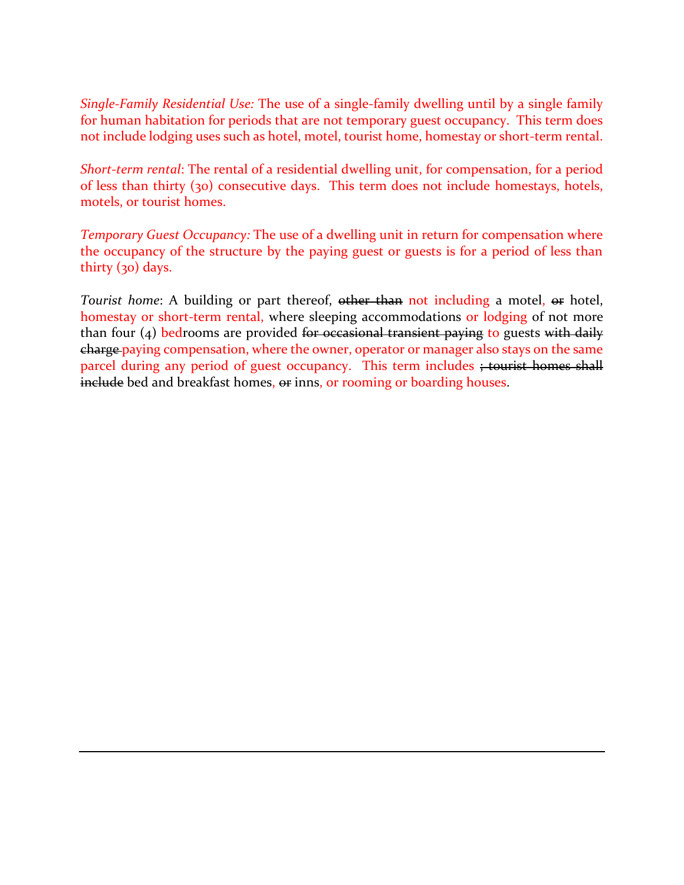*Single-Family Residential Use:* The use of a single-family dwelling until by a single family for human habitation for periods that are not temporary guest occupancy. This term does not include lodging uses such as hotel, motel, tourist home, homestay or short-term rental.

*Short-term rental*: The rental of a residential dwelling unit, for compensation, for a period of less than thirty (30) consecutive days. This term does not include homestays, hotels, motels, or tourist homes.

*Temporary Guest Occupancy:* The use of a dwelling unit in return for compensation where the occupancy of the structure by the paying guest or guests is for a period of less than thirty (30) days.

*Tourist home*: A building or part thereof, ~~other than~~ not including a motel, ~~or~~ hotel, homestay or short-term rental, where sleeping accommodations or lodging of not more than four (4) bedrooms are provided ~~for occasional transient paying~~ to guests ~~with daily charge~~ paying compensation, where the owner, operator or manager also stays on the same parcel during any period of guest occupancy. This term includes ~~; tourist homes shall include~~ bed and breakfast homes, ~~or~~ inns, or rooming or boarding houses.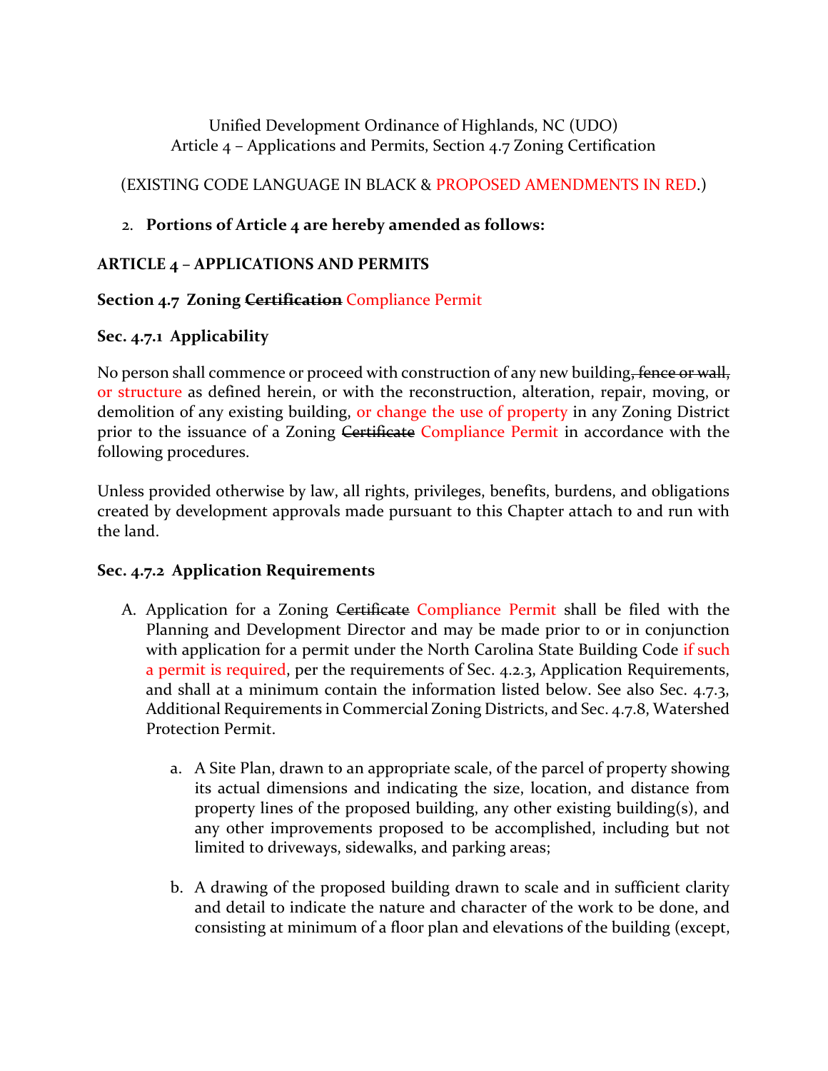Unified Development Ordinance of Highlands, NC (UDO)
Article 4 – Applications and Permits, Section 4.7 Zoning Certification

(EXISTING CODE LANGUAGE IN BLACK & PROPOSED AMENDMENTS IN RED.)

2. **Portions of Article 4 are hereby amended as follows:**

**ARTICLE 4 – APPLICATIONS AND PERMITS**

**Section 4.7 Zoning ~~Certification~~ Compliance Permit**

**Sec. 4.7.1 Applicability**

No person shall commence or proceed with construction of any new building~~, fence or wall,~~ or structure as defined herein, or with the reconstruction, alteration, repair, moving, or demolition of any existing building, or change the use of property in any Zoning District prior to the issuance of a Zoning ~~Certificate~~ Compliance Permit in accordance with the following procedures.

Unless provided otherwise by law, all rights, privileges, benefits, burdens, and obligations created by development approvals made pursuant to this Chapter attach to and run with the land.

**Sec. 4.7.2 Application Requirements**

A. Application for a Zoning ~~Certificate~~ Compliance Permit shall be filed with the Planning and Development Director and may be made prior to or in conjunction with application for a permit under the North Carolina State Building Code if such a permit is required, per the requirements of Sec. 4.2.3, Application Requirements, and shall at a minimum contain the information listed below. See also Sec. 4.7.3, Additional Requirements in Commercial Zoning Districts, and Sec. 4.7.8, Watershed Protection Permit.

   a. A Site Plan, drawn to an appropriate scale, of the parcel of property showing its actual dimensions and indicating the size, location, and distance from property lines of the proposed building, any other existing building(s), and any other improvements proposed to be accomplished, including but not limited to driveways, sidewalks, and parking areas;

   b. A drawing of the proposed building drawn to scale and in sufficient clarity and detail to indicate the nature and character of the work to be done, and consisting at minimum of a floor plan and elevations of the building (except,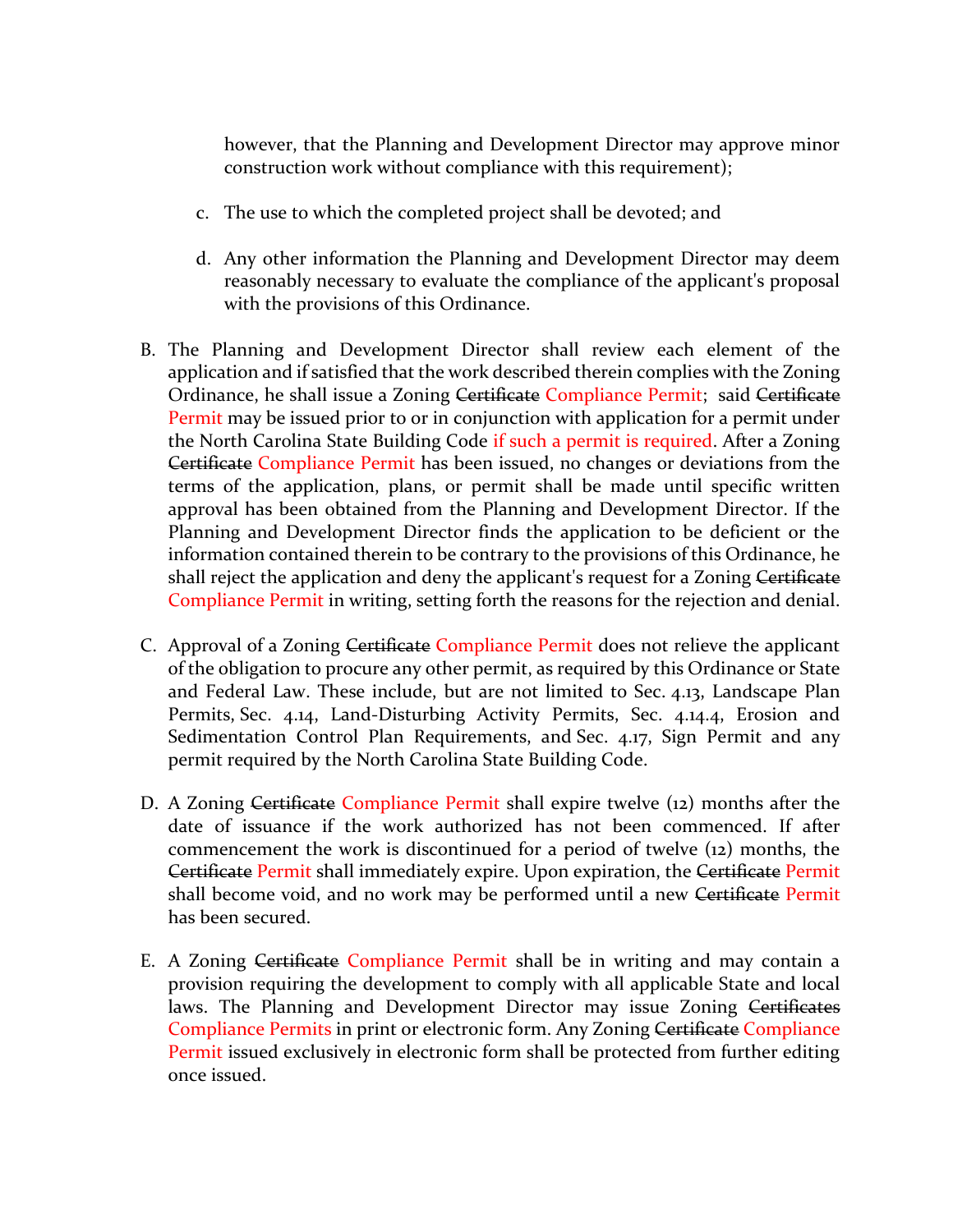however, that the Planning and Development Director may approve minor construction work without compliance with this requirement);

c. The use to which the completed project shall be devoted; and

d. Any other information the Planning and Development Director may deem reasonably necessary to evaluate the compliance of the applicant's proposal with the provisions of this Ordinance.

B. The Planning and Development Director shall review each element of the application and if satisfied that the work described therein complies with the Zoning Ordinance, he shall issue a Zoning ~~Certificate~~ Compliance Permit; said ~~Certificate~~ Permit may be issued prior to or in conjunction with application for a permit under the North Carolina State Building Code if such a permit is required. After a Zoning ~~Certificate~~ Compliance Permit has been issued, no changes or deviations from the terms of the application, plans, or permit shall be made until specific written approval has been obtained from the Planning and Development Director. If the Planning and Development Director finds the application to be deficient or the information contained therein to be contrary to the provisions of this Ordinance, he shall reject the application and deny the applicant's request for a Zoning ~~Certificate~~ Compliance Permit in writing, setting forth the reasons for the rejection and denial.

C. Approval of a Zoning ~~Certificate~~ Compliance Permit does not relieve the applicant of the obligation to procure any other permit, as required by this Ordinance or State and Federal Law. These include, but are not limited to Sec. 4.13, Landscape Plan Permits, Sec. 4.14, Land-Disturbing Activity Permits, Sec. 4.14.4, Erosion and Sedimentation Control Plan Requirements, and Sec. 4.17, Sign Permit and any permit required by the North Carolina State Building Code.

D. A Zoning ~~Certificate~~ Compliance Permit shall expire twelve (12) months after the date of issuance if the work authorized has not been commenced. If after commencement the work is discontinued for a period of twelve (12) months, the ~~Certificate~~ Permit shall immediately expire. Upon expiration, the ~~Certificate~~ Permit shall become void, and no work may be performed until a new ~~Certificate~~ Permit has been secured.

E. A Zoning ~~Certificate~~ Compliance Permit shall be in writing and may contain a provision requiring the development to comply with all applicable State and local laws. The Planning and Development Director may issue Zoning ~~Certificates~~ Compliance Permits in print or electronic form. Any Zoning ~~Certificate~~ Compliance Permit issued exclusively in electronic form shall be protected from further editing once issued.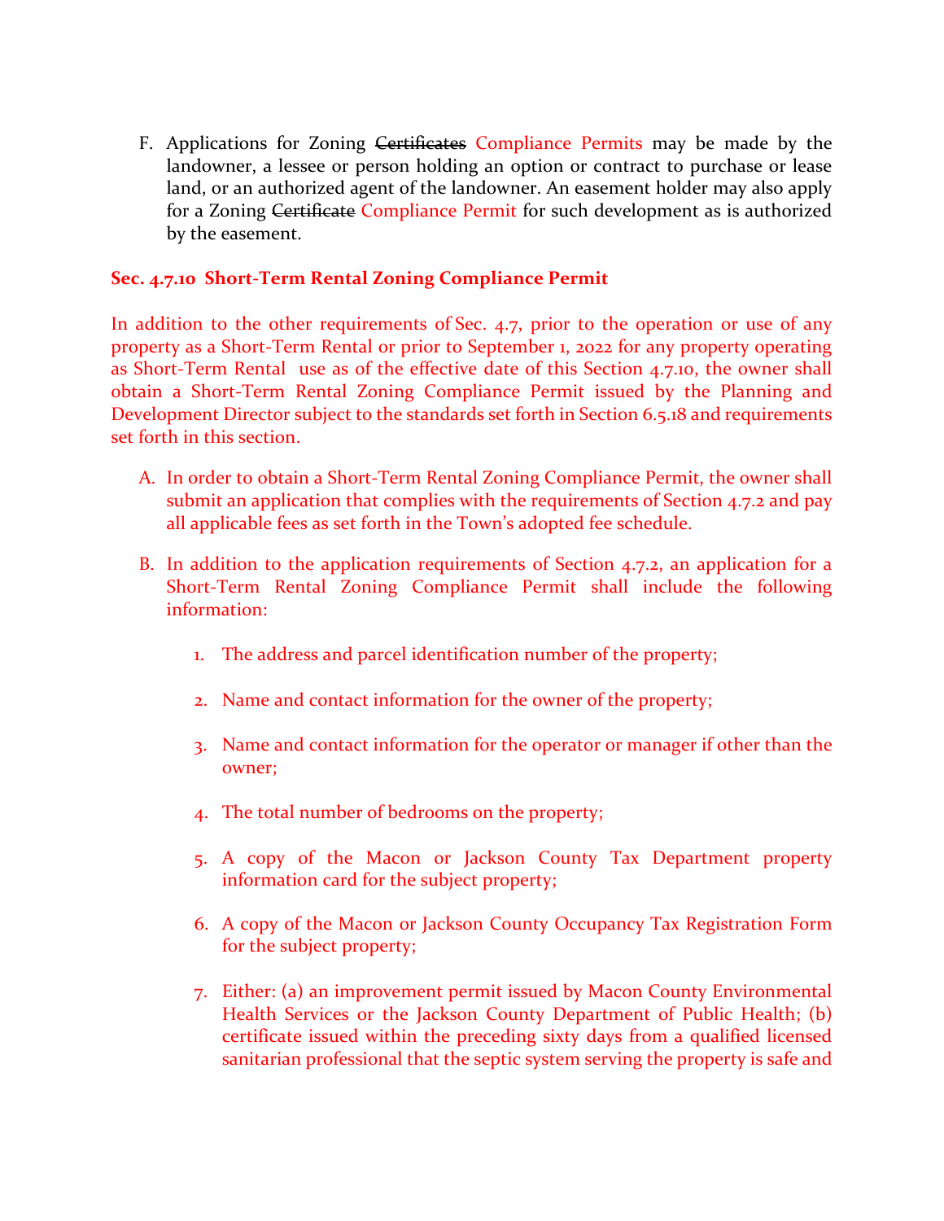F. Applications for Zoning ~~Certificates~~ Compliance Permits may be made by the landowner, a lessee or person holding an option or contract to purchase or lease land, or an authorized agent of the landowner. An easement holder may also apply for a Zoning ~~Certificate~~ Compliance Permit for such development as is authorized by the easement.

**Sec. 4.7.10 Short-Term Rental Zoning Compliance Permit**

In addition to the other requirements of Sec. 4.7, prior to the operation or use of any property as a Short-Term Rental or prior to September 1, 2022 for any property operating as Short-Term Rental use as of the effective date of this Section 4.7.10, the owner shall obtain a Short-Term Rental Zoning Compliance Permit issued by the Planning and Development Director subject to the standards set forth in Section 6.5.18 and requirements set forth in this section.

A. In order to obtain a Short-Term Rental Zoning Compliance Permit, the owner shall submit an application that complies with the requirements of Section 4.7.2 and pay all applicable fees as set forth in the Town's adopted fee schedule.

B. In addition to the application requirements of Section 4.7.2, an application for a Short-Term Rental Zoning Compliance Permit shall include the following information:

1. The address and parcel identification number of the property;
2. Name and contact information for the owner of the property;
3. Name and contact information for the operator or manager if other than the owner;
4. The total number of bedrooms on the property;
5. A copy of the Macon or Jackson County Tax Department property information card for the subject property;
6. A copy of the Macon or Jackson County Occupancy Tax Registration Form for the subject property;
7. Either: (a) an improvement permit issued by Macon County Environmental Health Services or the Jackson County Department of Public Health; (b) certificate issued within the preceding sixty days from a qualified licensed sanitarian professional that the septic system serving the property is safe and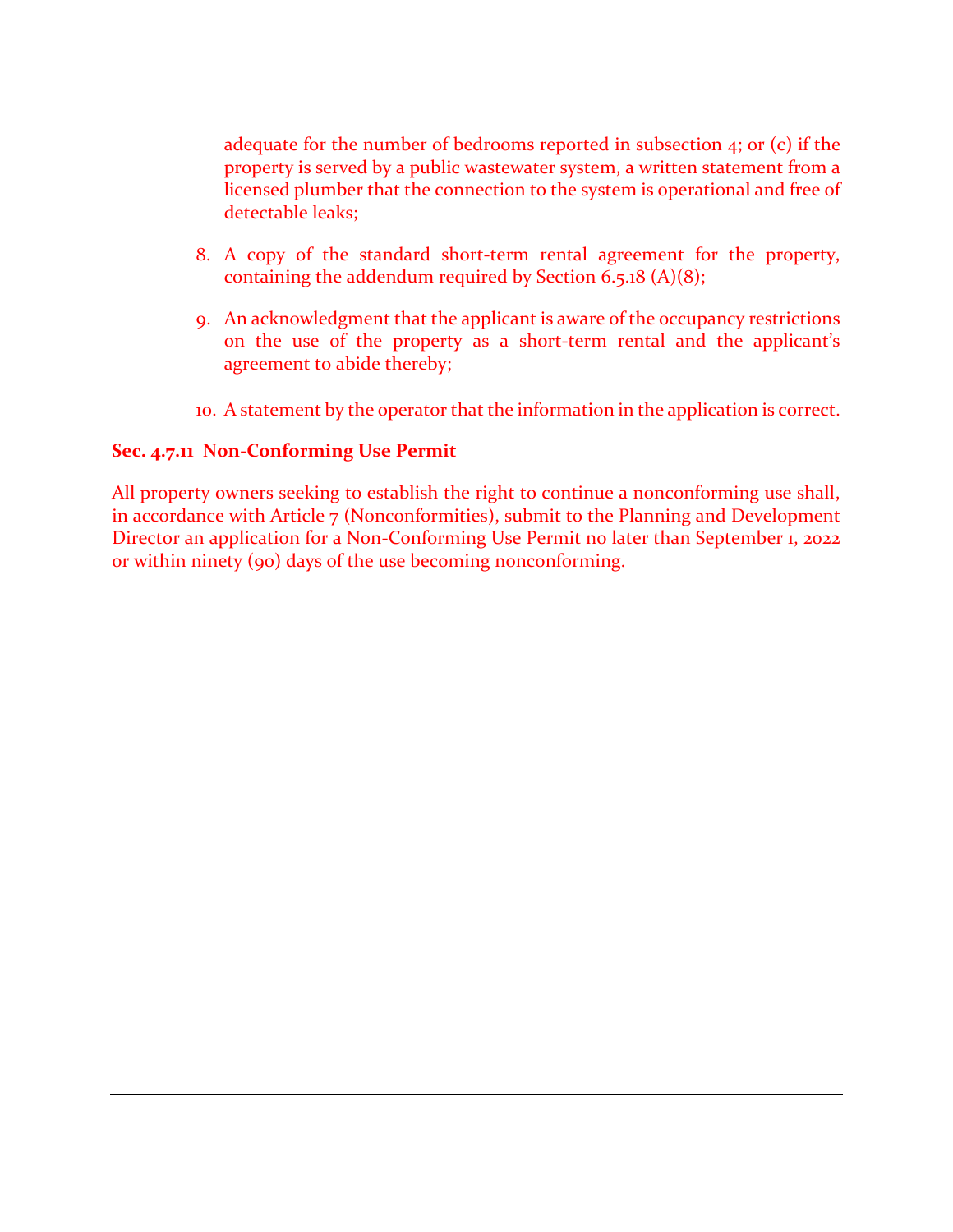adequate for the number of bedrooms reported in subsection 4; or (c) if the property is served by a public wastewater system, a written statement from a licensed plumber that the connection to the system is operational and free of detectable leaks;

8. A copy of the standard short-term rental agreement for the property, containing the addendum required by Section 6.5.18 (A)(8);

9. An acknowledgment that the applicant is aware of the occupancy restrictions on the use of the property as a short-term rental and the applicant's agreement to abide thereby;

10. A statement by the operator that the information in the application is correct.

**Sec. 4.7.11 Non-Conforming Use Permit**

All property owners seeking to establish the right to continue a nonconforming use shall, in accordance with Article 7 (Nonconformities), submit to the Planning and Development Director an application for a Non-Conforming Use Permit no later than September 1, 2022 or within ninety (90) days of the use becoming nonconforming.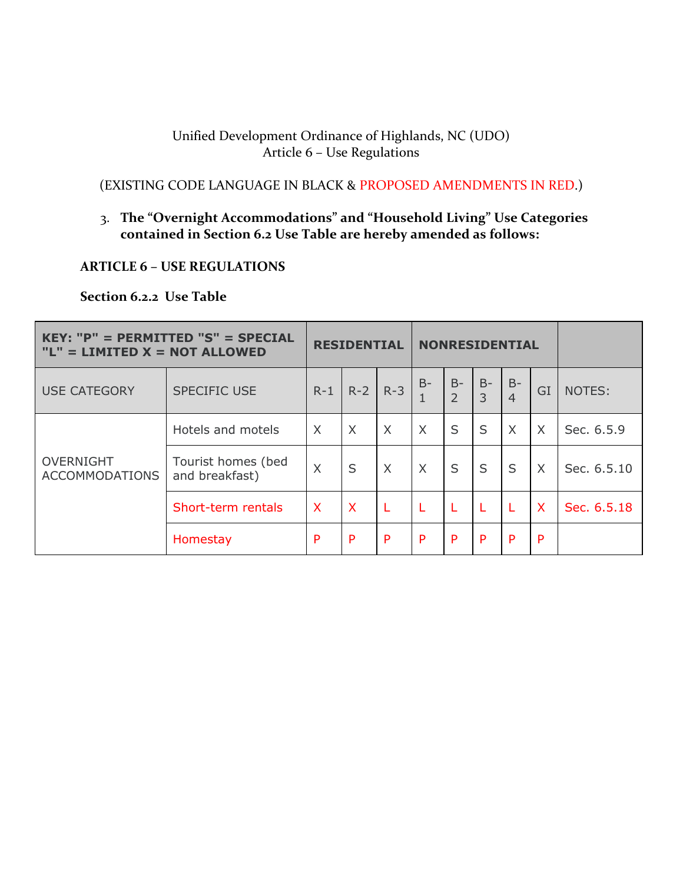Unified Development Ordinance of Highlands, NC (UDO)
Article 6 – Use Regulations

(EXISTING CODE LANGUAGE IN BLACK & PROPOSED AMENDMENTS IN RED.)

3. **The "Overnight Accommodations" and "Household Living" Use Categories contained in Section 6.2 Use Table are hereby amended as follows:**

**ARTICLE 6 – USE REGULATIONS**

**Section 6.2.2 Use Table**

| KEY: "P" = PERMITTED "S" = SPECIAL "L" = LIMITED X = NOT ALLOWED | | RESIDENTIAL | | | NONRESIDENTIAL | | | | | |
|---|---|---|---|---|---|---|---|---|---|---|
| USE CATEGORY | SPECIFIC USE | R-1 | R-2 | R-3 | B-1 | B-2 | B-3 | B-4 | GI | NOTES: |
| OVERNIGHT ACCOMMODATIONS | Hotels and motels | X | X | X | X | S | S | X | X | Sec. 6.5.9 |
| | Tourist homes (bed and breakfast) | X | S | X | X | S | S | S | X | Sec. 6.5.10 |
| | Short-term rentals | X | X | L | L | L | L | L | X | Sec. 6.5.18 |
| | Homestay | P | P | P | P | P | P | P | P | |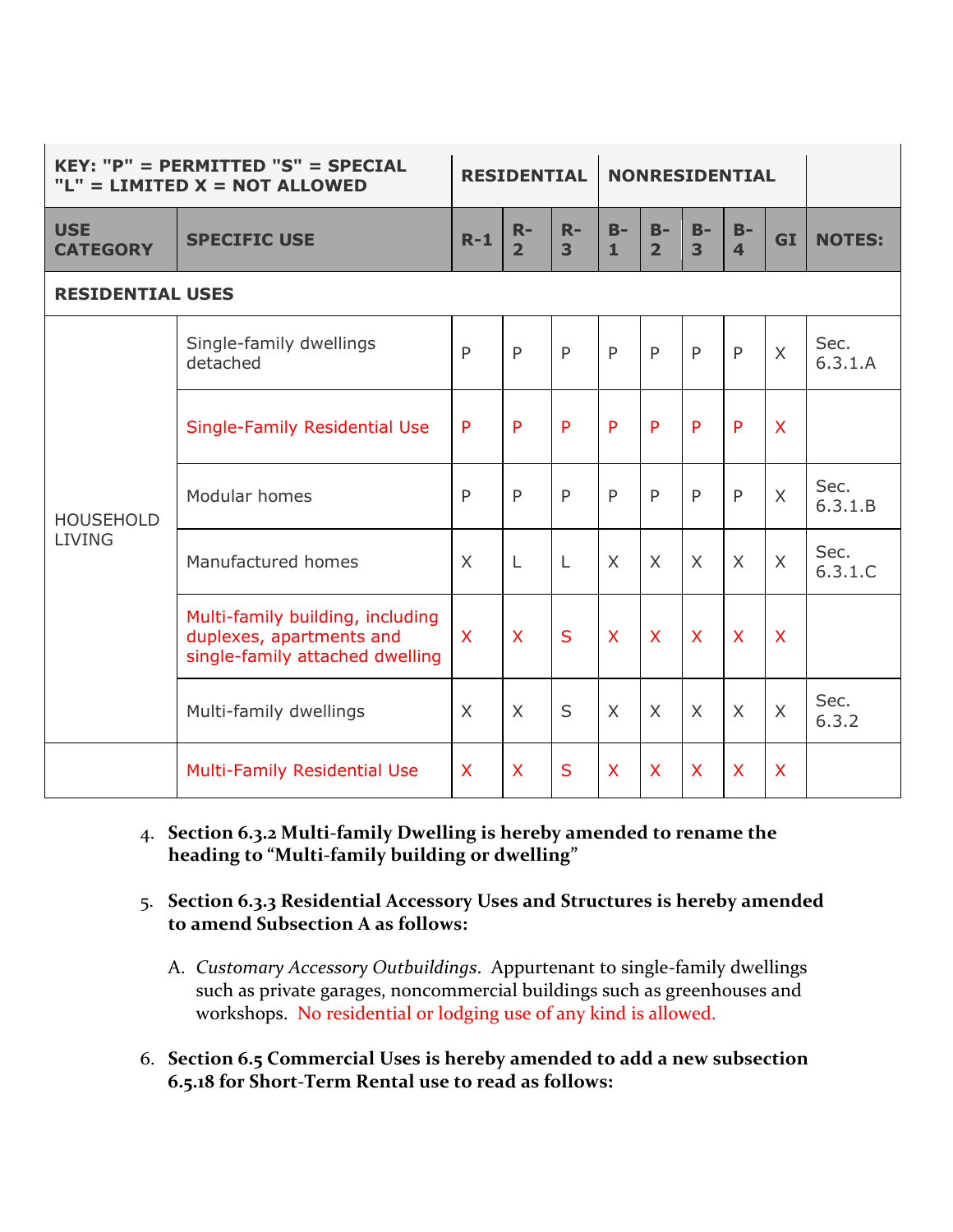| KEY: "P" = PERMITTED "S" = SPECIAL "L" = LIMITED X = NOT ALLOWED | | RESIDENTIAL | | | NONRESIDENTIAL | | | | | |
|---|---|---|---|---|---|---|---|---|---|---|
| **USE CATEGORY** | **SPECIFIC USE** | **R-1** | **R-2** | **R-3** | **B-1** | **B-2** | **B-3** | **B-4** | **GI** | **NOTES:** |
| **RESIDENTIAL USES** | | | | | | | | | | |
| HOUSEHOLD LIVING | Single-family dwellings detached | P | P | P | P | P | P | P | X | Sec. 6.3.1.A |
| | Single-Family Residential Use | P | P | P | P | P | P | P | X | |
| | Modular homes | P | P | P | P | P | P | P | X | Sec. 6.3.1.B |
| | Manufactured homes | X | L | L | X | X | X | X | X | Sec. 6.3.1.C |
| | Multi-family building, including duplexes, apartments and single-family attached dwelling | X | X | S | X | X | X | X | X | |
| | Multi-family dwellings | X | X | S | X | X | X | X | X | Sec. 6.3.2 |
| | Multi-Family Residential Use | X | X | S | X | X | X | X | X | |

4. **Section 6.3.2 Multi-family Dwelling is hereby amended to rename the heading to "Multi-family building or dwelling"**

5. **Section 6.3.3 Residential Accessory Uses and Structures is hereby amended to amend Subsection A as follows:**

   A. *Customary Accessory Outbuildings*. Appurtenant to single-family dwellings such as private garages, noncommercial buildings such as greenhouses and workshops. No residential or lodging use of any kind is allowed.

6. **Section 6.5 Commercial Uses is hereby amended to add a new subsection 6.5.18 for Short-Term Rental use to read as follows:**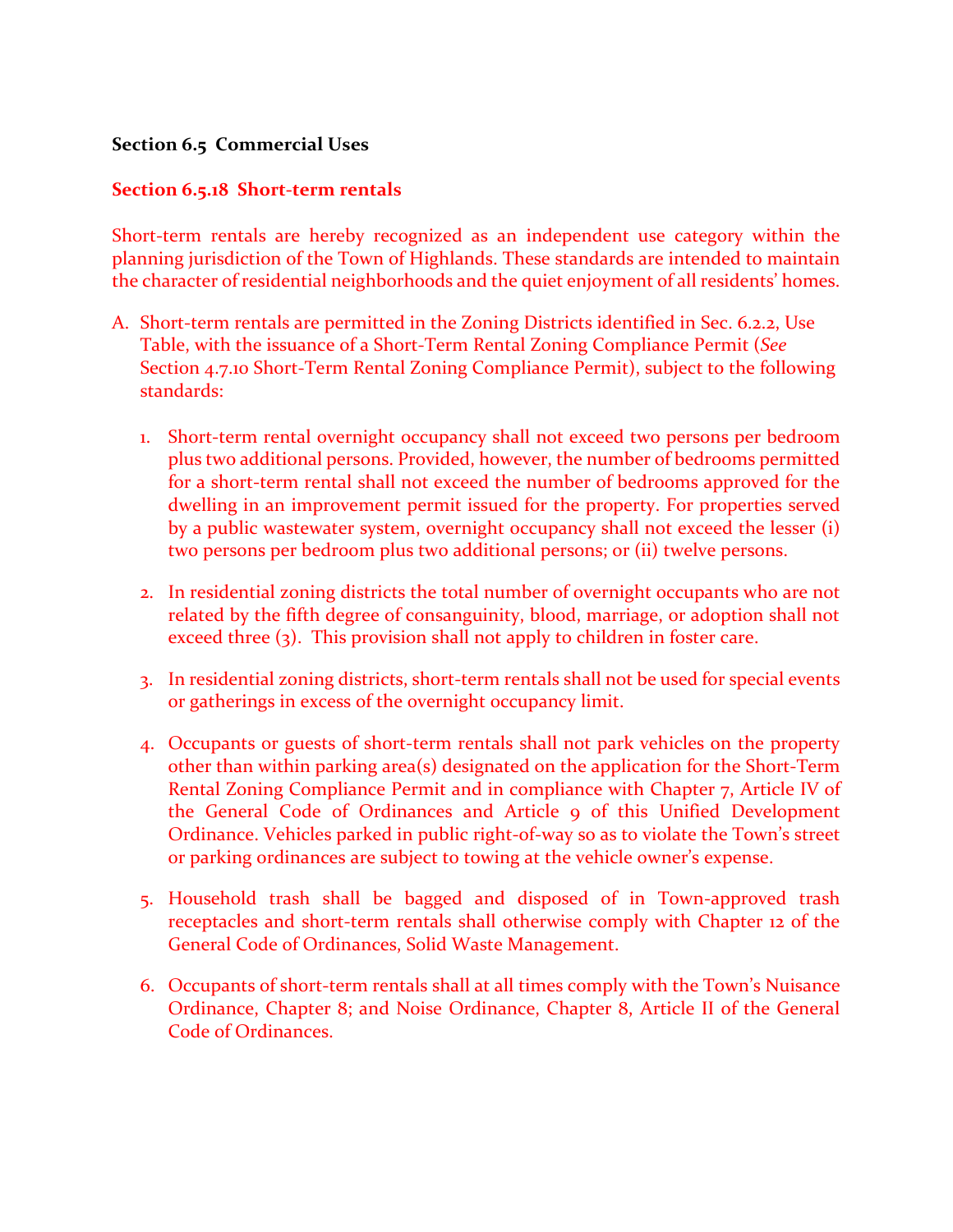**Section 6.5 Commercial Uses**

**Section 6.5.18 Short-term rentals**

Short-term rentals are hereby recognized as an independent use category within the planning jurisdiction of the Town of Highlands. These standards are intended to maintain the character of residential neighborhoods and the quiet enjoyment of all residents' homes.

A. Short-term rentals are permitted in the Zoning Districts identified in Sec. 6.2.2, Use Table, with the issuance of a Short-Term Rental Zoning Compliance Permit (*See* Section 4.7.10 Short-Term Rental Zoning Compliance Permit), subject to the following standards:

   1. Short-term rental overnight occupancy shall not exceed two persons per bedroom plus two additional persons. Provided, however, the number of bedrooms permitted for a short-term rental shall not exceed the number of bedrooms approved for the dwelling in an improvement permit issued for the property. For properties served by a public wastewater system, overnight occupancy shall not exceed the lesser (i) two persons per bedroom plus two additional persons; or (ii) twelve persons.

   2. In residential zoning districts the total number of overnight occupants who are not related by the fifth degree of consanguinity, blood, marriage, or adoption shall not exceed three (3). This provision shall not apply to children in foster care.

   3. In residential zoning districts, short-term rentals shall not be used for special events or gatherings in excess of the overnight occupancy limit.

   4. Occupants or guests of short-term rentals shall not park vehicles on the property other than within parking area(s) designated on the application for the Short-Term Rental Zoning Compliance Permit and in compliance with Chapter 7, Article IV of the General Code of Ordinances and Article 9 of this Unified Development Ordinance. Vehicles parked in public right-of-way so as to violate the Town's street or parking ordinances are subject to towing at the vehicle owner's expense.

   5. Household trash shall be bagged and disposed of in Town-approved trash receptacles and short-term rentals shall otherwise comply with Chapter 12 of the General Code of Ordinances, Solid Waste Management.

   6. Occupants of short-term rentals shall at all times comply with the Town's Nuisance Ordinance, Chapter 8; and Noise Ordinance, Chapter 8, Article II of the General Code of Ordinances.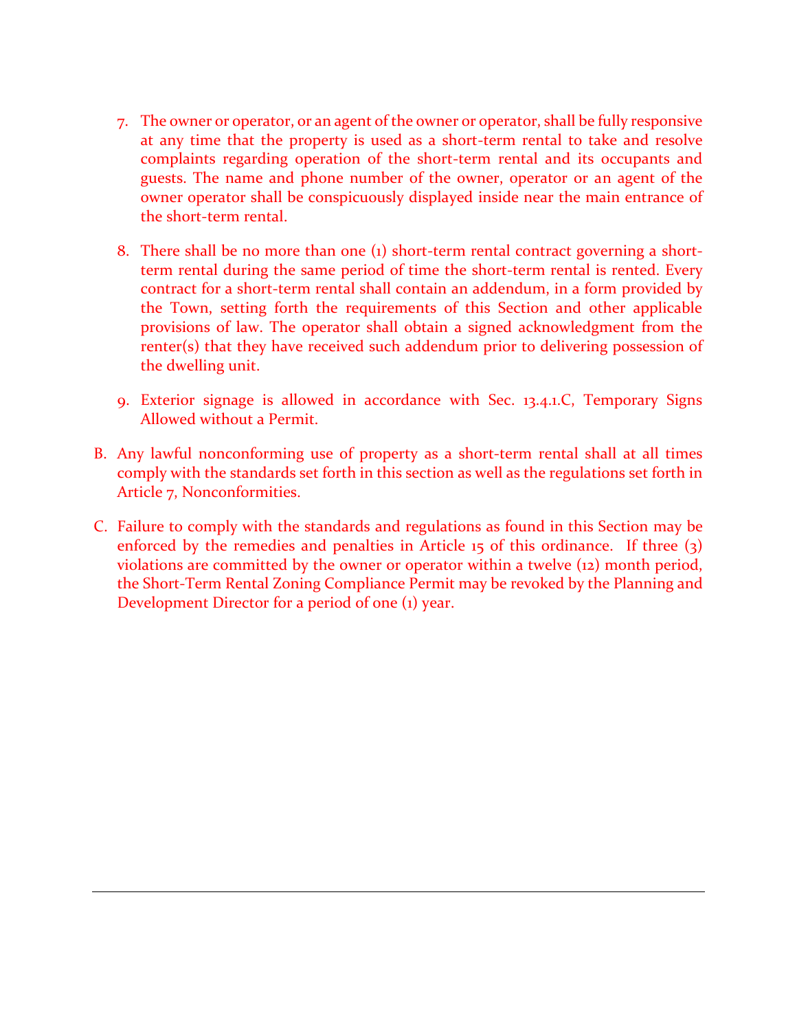7. The owner or operator, or an agent of the owner or operator, shall be fully responsive at any time that the property is used as a short-term rental to take and resolve complaints regarding operation of the short-term rental and its occupants and guests. The name and phone number of the owner, operator or an agent of the owner operator shall be conspicuously displayed inside near the main entrance of the short-term rental.

8. There shall be no more than one (1) short-term rental contract governing a short-term rental during the same period of time the short-term rental is rented. Every contract for a short-term rental shall contain an addendum, in a form provided by the Town, setting forth the requirements of this Section and other applicable provisions of law. The operator shall obtain a signed acknowledgment from the renter(s) that they have received such addendum prior to delivering possession of the dwelling unit.

9. Exterior signage is allowed in accordance with Sec. 13.4.1.C, Temporary Signs Allowed without a Permit.

B. Any lawful nonconforming use of property as a short-term rental shall at all times comply with the standards set forth in this section as well as the regulations set forth in Article 7, Nonconformities.

C. Failure to comply with the standards and regulations as found in this Section may be enforced by the remedies and penalties in Article 15 of this ordinance. If three (3) violations are committed by the owner or operator within a twelve (12) month period, the Short-Term Rental Zoning Compliance Permit may be revoked by the Planning and Development Director for a period of one (1) year.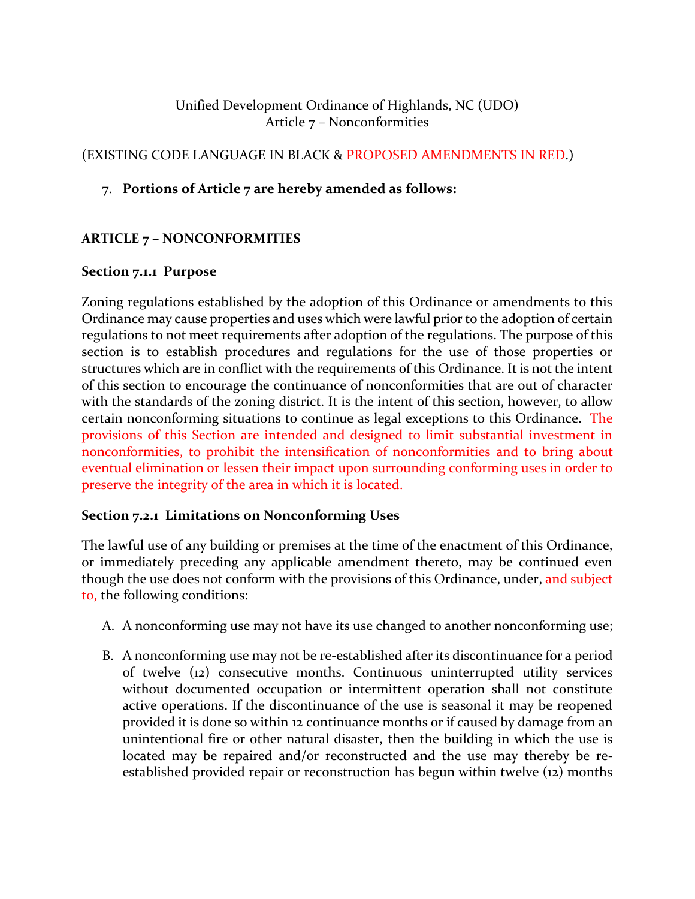Unified Development Ordinance of Highlands, NC (UDO)
Article 7 – Nonconformities

(EXISTING CODE LANGUAGE IN BLACK & PROPOSED AMENDMENTS IN RED.)

7. **Portions of Article 7 are hereby amended as follows:**

## ARTICLE 7 – NONCONFORMITIES

### Section 7.1.1 Purpose

Zoning regulations established by the adoption of this Ordinance or amendments to this Ordinance may cause properties and uses which were lawful prior to the adoption of certain regulations to not meet requirements after adoption of the regulations. The purpose of this section is to establish procedures and regulations for the use of those properties or structures which are in conflict with the requirements of this Ordinance. It is not the intent of this section to encourage the continuance of nonconformities that are out of character with the standards of the zoning district. It is the intent of this section, however, to allow certain nonconforming situations to continue as legal exceptions to this Ordinance. The provisions of this Section are intended and designed to limit substantial investment in nonconformities, to prohibit the intensification of nonconformities and to bring about eventual elimination or lessen their impact upon surrounding conforming uses in order to preserve the integrity of the area in which it is located.

### Section 7.2.1 Limitations on Nonconforming Uses

The lawful use of any building or premises at the time of the enactment of this Ordinance, or immediately preceding any applicable amendment thereto, may be continued even though the use does not conform with the provisions of this Ordinance, under, and subject to, the following conditions:

A. A nonconforming use may not have its use changed to another nonconforming use;

B. A nonconforming use may not be re-established after its discontinuance for a period of twelve (12) consecutive months. Continuous uninterrupted utility services without documented occupation or intermittent operation shall not constitute active operations. If the discontinuance of the use is seasonal it may be reopened provided it is done so within 12 continuance months or if caused by damage from an unintentional fire or other natural disaster, then the building in which the use is located may be repaired and/or reconstructed and the use may thereby be re-established provided repair or reconstruction has begun within twelve (12) months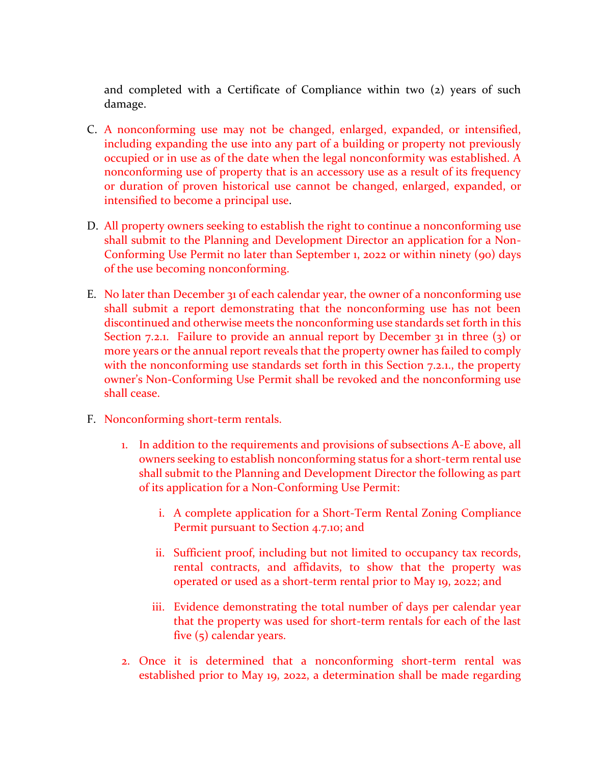and completed with a Certificate of Compliance within two (2) years of such damage.

C. A nonconforming use may not be changed, enlarged, expanded, or intensified, including expanding the use into any part of a building or property not previously occupied or in use as of the date when the legal nonconformity was established. A nonconforming use of property that is an accessory use as a result of its frequency or duration of proven historical use cannot be changed, enlarged, expanded, or intensified to become a principal use.

D. All property owners seeking to establish the right to continue a nonconforming use shall submit to the Planning and Development Director an application for a Non-Conforming Use Permit no later than September 1, 2022 or within ninety (90) days of the use becoming nonconforming.

E. No later than December 31 of each calendar year, the owner of a nonconforming use shall submit a report demonstrating that the nonconforming use has not been discontinued and otherwise meets the nonconforming use standards set forth in this Section 7.2.1. Failure to provide an annual report by December 31 in three (3) or more years or the annual report reveals that the property owner has failed to comply with the nonconforming use standards set forth in this Section 7.2.1., the property owner's Non-Conforming Use Permit shall be revoked and the nonconforming use shall cease.

F. Nonconforming short-term rentals.

   1. In addition to the requirements and provisions of subsections A-E above, all owners seeking to establish nonconforming status for a short-term rental use shall submit to the Planning and Development Director the following as part of its application for a Non-Conforming Use Permit:

      i. A complete application for a Short-Term Rental Zoning Compliance Permit pursuant to Section 4.7.10; and

      ii. Sufficient proof, including but not limited to occupancy tax records, rental contracts, and affidavits, to show that the property was operated or used as a short-term rental prior to May 19, 2022; and

      iii. Evidence demonstrating the total number of days per calendar year that the property was used for short-term rentals for each of the last five (5) calendar years.

   2. Once it is determined that a nonconforming short-term rental was established prior to May 19, 2022, a determination shall be made regarding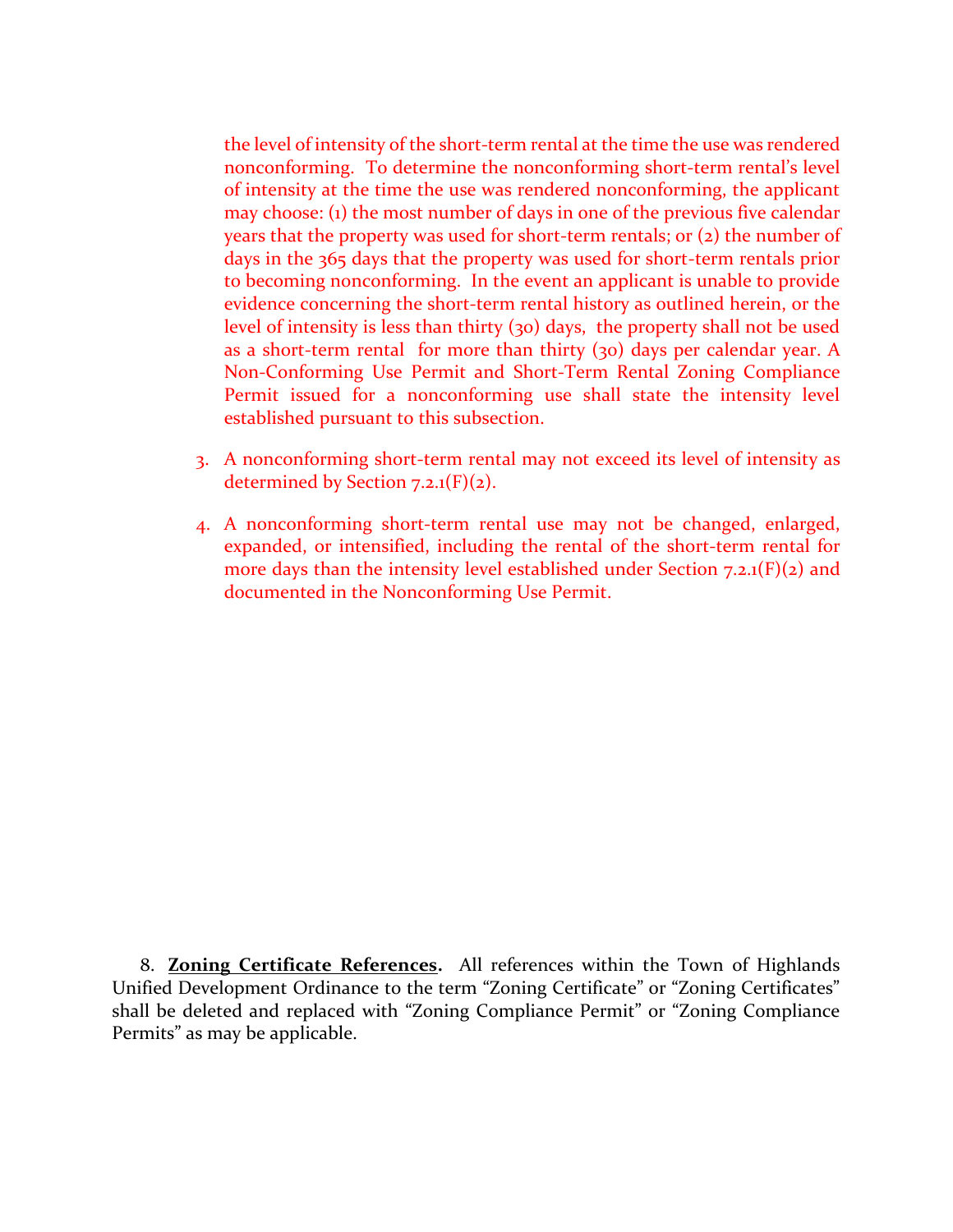the level of intensity of the short-term rental at the time the use was rendered nonconforming. To determine the nonconforming short-term rental's level of intensity at the time the use was rendered nonconforming, the applicant may choose: (1) the most number of days in one of the previous five calendar years that the property was used for short-term rentals; or (2) the number of days in the 365 days that the property was used for short-term rentals prior to becoming nonconforming. In the event an applicant is unable to provide evidence concerning the short-term rental history as outlined herein, or the level of intensity is less than thirty (30) days, the property shall not be used as a short-term rental for more than thirty (30) days per calendar year. A Non-Conforming Use Permit and Short-Term Rental Zoning Compliance Permit issued for a nonconforming use shall state the intensity level established pursuant to this subsection.

3. A nonconforming short-term rental may not exceed its level of intensity as determined by Section 7.2.1(F)(2).

4. A nonconforming short-term rental use may not be changed, enlarged, expanded, or intensified, including the rental of the short-term rental for more days than the intensity level established under Section 7.2.1(F)(2) and documented in the Nonconforming Use Permit.

8. **<u>Zoning Certificate References</u>.** All references within the Town of Highlands Unified Development Ordinance to the term "Zoning Certificate" or "Zoning Certificates" shall be deleted and replaced with "Zoning Compliance Permit" or "Zoning Compliance Permits" as may be applicable.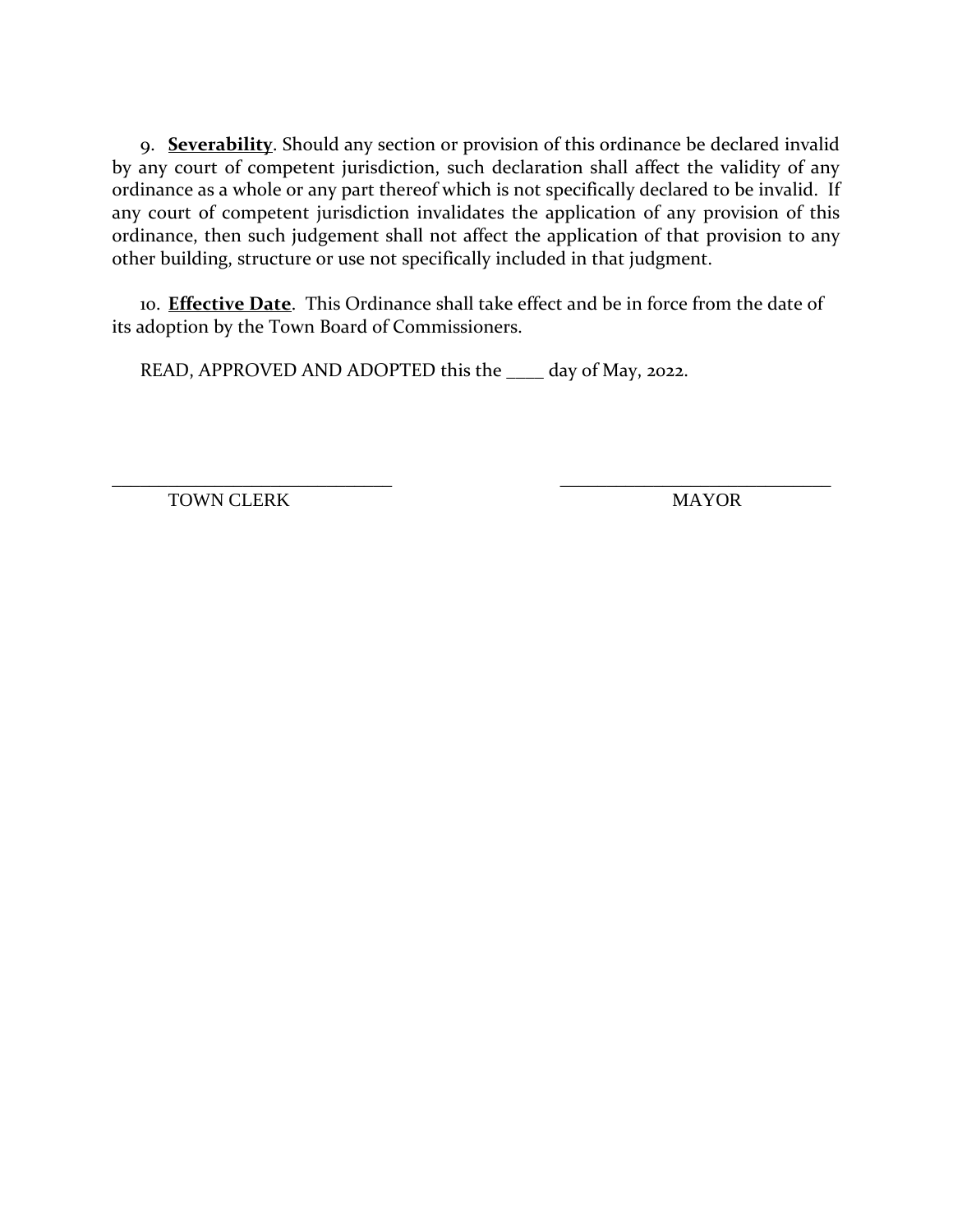9. **Severability**. Should any section or provision of this ordinance be declared invalid by any court of competent jurisdiction, such declaration shall affect the validity of any ordinance as a whole or any part thereof which is not specifically declared to be invalid. If any court of competent jurisdiction invalidates the application of any provision of this ordinance, then such judgement shall not affect the application of that provision to any other building, structure or use not specifically included in that judgment.

10. **Effective Date**. This Ordinance shall take effect and be in force from the date of its adoption by the Town Board of Commissioners.

READ, APPROVED AND ADOPTED this the ____ day of May, 2022.

_______________________________ _______________________________

TOWN CLERK MAYOR